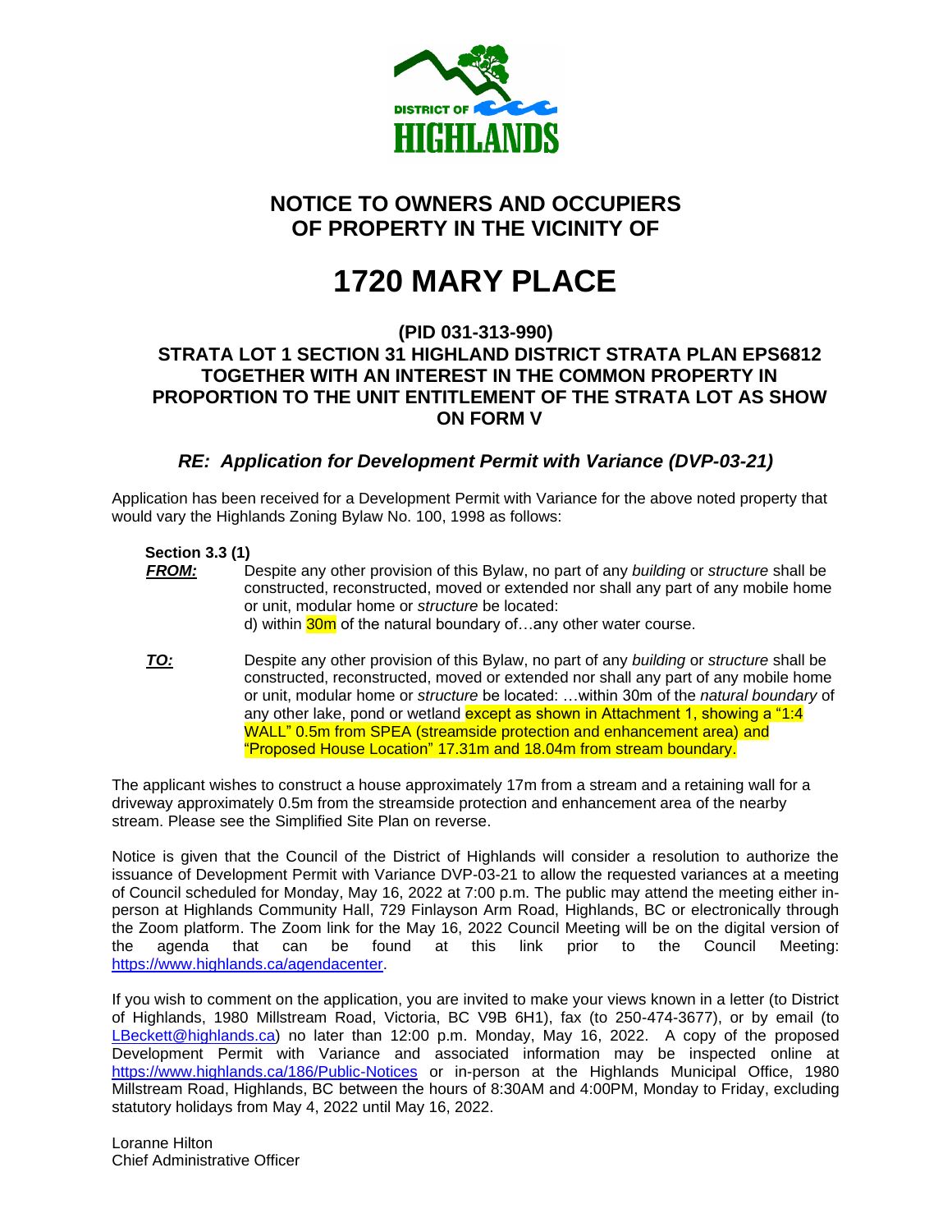# NOTICE TO OWNERS AND OCCUPIERS OF PROPERTY IN THE VICINITY OF

# 1720 MARY PLACE

### (PID 031-313-990)
### STRATA LOT 1 SECTION 31 HIGHLAND DISTRICT STRATA PLAN EPS6812 TOGETHER WITH AN INTEREST IN THE COMMON PROPERTY IN PROPORTION TO THE UNIT ENTITLEMENT OF THE STRATA LOT AS SHOW ON FORM V

### *RE: Application for Development Permit with Variance (DVP-03-21)*

Application has been received for a Development Permit with Variance for the above noted property that would vary the Highlands Zoning Bylaw No. 100, 1998 as follows:

**Section 3.3 (1)**

***FROM:*** Despite any other provision of this Bylaw, no part of any *building* or *structure* shall be constructed, reconstructed, moved or extended nor shall any part of any mobile home or unit, modular home or *structure* be located:
d) within 30m of the natural boundary of…any other water course.

***TO:*** Despite any other provision of this Bylaw, no part of any *building* or *structure* shall be constructed, reconstructed, moved or extended nor shall any part of any mobile home or unit, modular home or *structure* be located: …within 30m of the *natural boundary* of any other lake, pond or wetland except as shown in Attachment 1, showing a "1:4 WALL" 0.5m from SPEA (streamside protection and enhancement area) and "Proposed House Location" 17.31m and 18.04m from stream boundary.

The applicant wishes to construct a house approximately 17m from a stream and a retaining wall for a driveway approximately 0.5m from the streamside protection and enhancement area of the nearby stream. Please see the Simplified Site Plan on reverse.

Notice is given that the Council of the District of Highlands will consider a resolution to authorize the issuance of Development Permit with Variance DVP-03-21 to allow the requested variances at a meeting of Council scheduled for Monday, May 16, 2022 at 7:00 p.m. The public may attend the meeting either in-person at Highlands Community Hall, 729 Finlayson Arm Road, Highlands, BC or electronically through the Zoom platform. The Zoom link for the May 16, 2022 Council Meeting will be on the digital version of the agenda that can be found at this link prior to the Council Meeting: https://www.highlands.ca/agendacenter.

If you wish to comment on the application, you are invited to make your views known in a letter (to District of Highlands, 1980 Millstream Road, Victoria, BC V9B 6H1), fax (to 250-474-3677), or by email (to LBeckett@highlands.ca) no later than 12:00 p.m. Monday, May 16, 2022. A copy of the proposed Development Permit with Variance and associated information may be inspected online at https://www.highlands.ca/186/Public-Notices or in-person at the Highlands Municipal Office, 1980 Millstream Road, Highlands, BC between the hours of 8:30AM and 4:00PM, Monday to Friday, excluding statutory holidays from May 4, 2022 until May 16, 2022.

Loranne Hilton
Chief Administrative Officer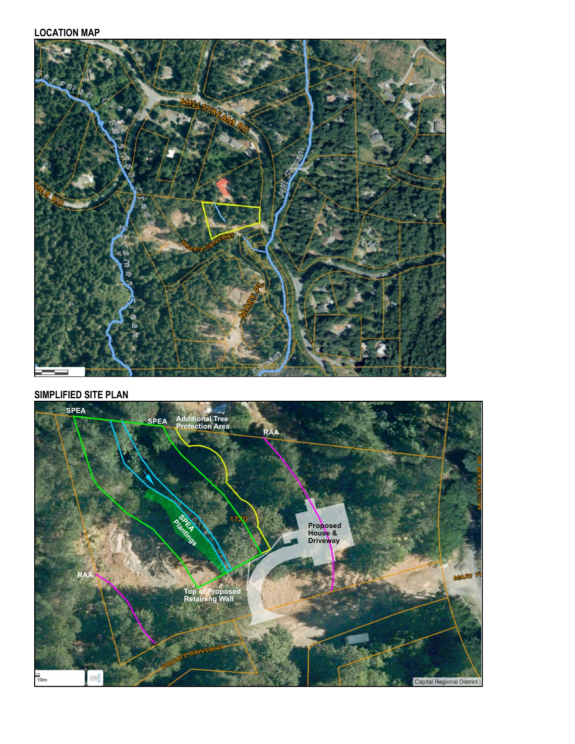**LOCATION MAP**

MILLSTREAM RD

MER RD

PRIVATE DRIVEWAY

MARY PL

**SIMPLIFIED SITE PLAN**

SPEA

SPEA

Additional Tree Protection Area

RAA

SPEA Plantings

1720

Proposed House & Driveway

MILLSTREAM RD

RAA

Top of Proposed Retaining Wall

MARY PL

PRIVATE DRIVEWAY

10m

Capital Regional District